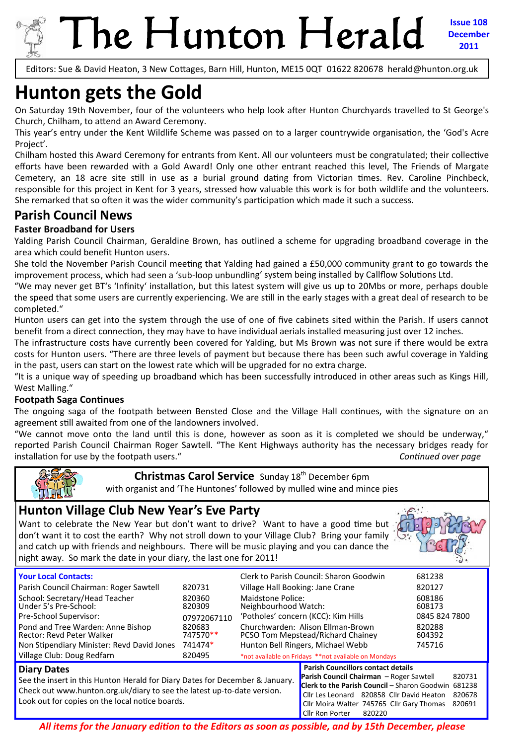# The Hunton Herald

**Issue 108**
**December 2011**

Editors: Sue & David Heaton, 3 New Cottages, Barn Hill, Hunton, ME15 0QT 01622 820678 herald@hunton.org.uk

## Hunton gets the Gold

On Saturday 19th November, four of the volunteers who help look after Hunton Churchyards travelled to St George's Church, Chilham, to attend an Award Ceremony.

This year's entry under the Kent Wildlife Scheme was passed on to a larger countrywide organisation, the 'God's Acre Project'.

Chilham hosted this Award Ceremony for entrants from Kent. All our volunteers must be congratulated; their collective efforts have been rewarded with a Gold Award! Only one other entrant reached this level, The Friends of Margate Cemetery, an 18 acre site still in use as a burial ground dating from Victorian times. Rev. Caroline Pinchbeck, responsible for this project in Kent for 3 years, stressed how valuable this work is for both wildlife and the volunteers. She remarked that so often it was the wider community's participation which made it such a success.

## Parish Council News

### Faster Broadband for Users

Yalding Parish Council Chairman, Geraldine Brown, has outlined a scheme for upgrading broadband coverage in the area which could benefit Hunton users.

She told the November Parish Council meeting that Yalding had gained a £50,000 community grant to go towards the improvement process, which had seen a 'sub-loop unbundling' system being installed by Callflow Solutions Ltd.

"We may never get BT's 'Infinity' installation, but this latest system will give us up to 20Mbs or more, perhaps double the speed that some users are currently experiencing. We are still in the early stages with a great deal of research to be completed."

Hunton users can get into the system through the use of one of five cabinets sited within the Parish. If users cannot benefit from a direct connection, they may have to have individual aerials installed measuring just over 12 inches.

The infrastructure costs have currently been covered for Yalding, but Ms Brown was not sure if there would be extra costs for Hunton users. "There are three levels of payment but because there has been such awful coverage in Yalding in the past, users can start on the lowest rate which will be upgraded for no extra charge.

"It is a unique way of speeding up broadband which has been successfully introduced in other areas such as Kings Hill, West Malling."

### Footpath Saga Continues

The ongoing saga of the footpath between Bensted Close and the Village Hall continues, with the signature on an agreement still awaited from one of the landowners involved.

"We cannot move onto the land until this is done, however as soon as it is completed we should be underway," reported Parish Council Chairman Roger Sawtell. "The Kent Highways authority has the necessary bridges ready for installation for use by the footpath users."

*Continued over page*

**Christmas Carol Service** Sunday 18th December 6pm
with organist and 'The Huntones' followed by mulled wine and mince pies

## Hunton Village Club New Year's Eve Party

Want to celebrate the New Year but don't want to drive? Want to have a good time but don't want it to cost the earth? Why not stroll down to your Village Club? Bring your family and catch up with friends and neighbours. There will be music playing and you can dance the night away. So mark the date in your diary, the last one for 2011!

| **Your Local Contacts:** | | | |
|---|---|---|---|
| Parish Council Chairman: Roger Sawtell | 820731 | Clerk to Parish Council: Sharon Goodwin | 681238 |
| School: Secretary/Head Teacher | 820360 | Village Hall Booking: Jane Crane | 820127 |
| Under 5's Pre-School: | 820309 | Maidstone Police: | 608186 |
| Pre-School Supervisor: | 07972067110 | Neighbourhood Watch: | 608173 |
| Pond and Tree Warden: Anne Bishop | 820683 | 'Potholes' concern (KCC): Kim Hills | 0845 824 7800 |
| Rector: Revd Peter Walker | 747570** | Churchwarden: Alison Ellman-Brown | 820288 |
| Non Stipendiary Minister: Revd David Jones | 741474* | PCSO Tom Mepstead/Richard Chainey | 604392 |
| Village Club: Doug Redfarn | 820495 | Hunton Bell Ringers, Michael Webb | 745716 |

*not available on Fridays **not available on Mondays

### Diary Dates

See the insert in this Hunton Herald for Diary Dates for December & January. Check out www.hunton.org.uk/diary to see the latest up-to-date version. Look out for copies on the local notice boards.

**Parish Councillors contact details**

**Parish Council Chairman** – Roger Sawtell 820731
**Clerk to the Parish Council** – Sharon Goodwin 681238
Cllr Les Leonard 820858 Cllr David Heaton 820678
Cllr Moira Walter 745765 Cllr Gary Thomas 820691
Cllr Ron Porter 820220

***All items for the January edition to the Editors as soon as possible, and by 15th December, please***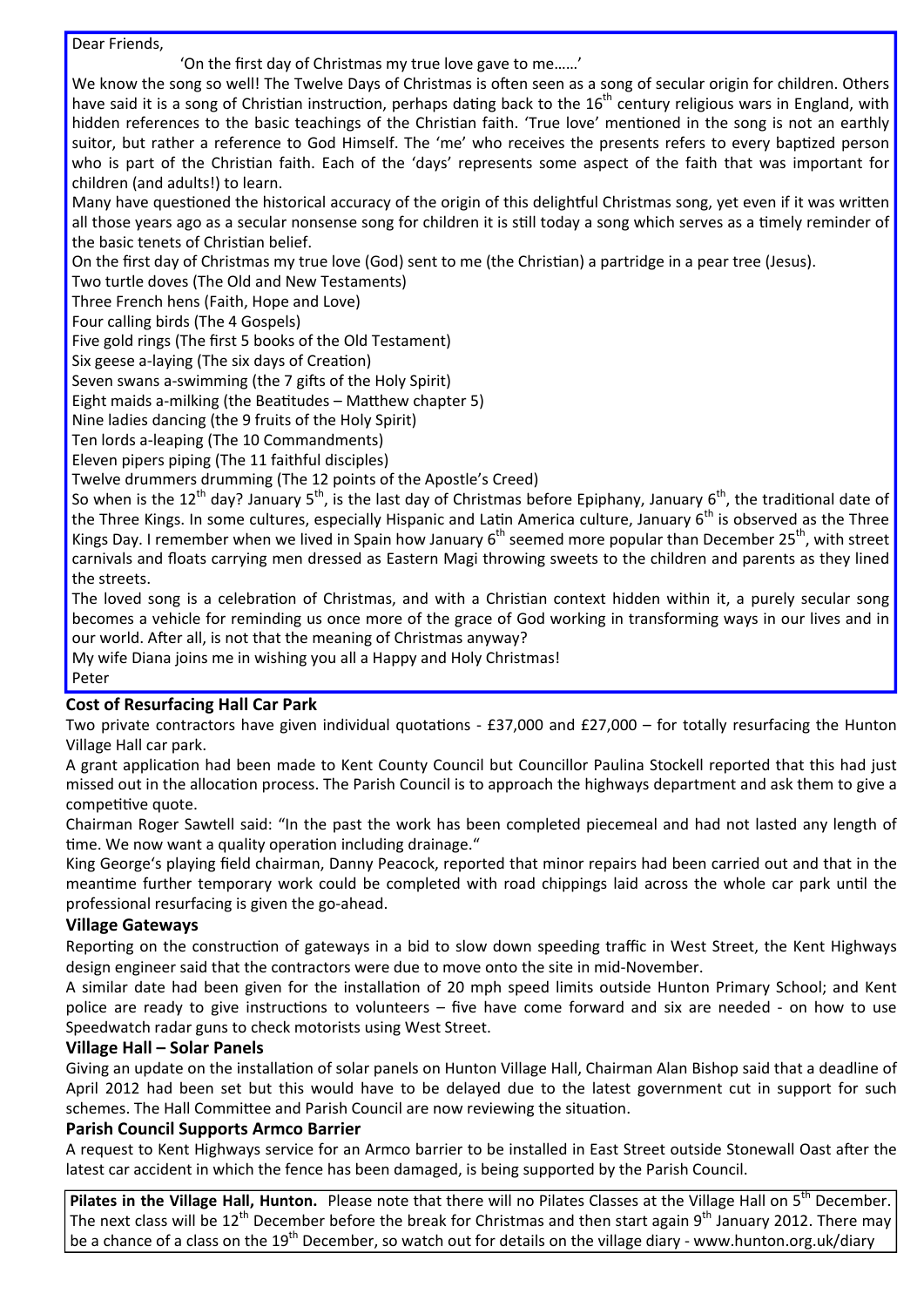Dear Friends,

'On the first day of Christmas my true love gave to me……'

We know the song so well! The Twelve Days of Christmas is often seen as a song of secular origin for children. Others have said it is a song of Christian instruction, perhaps dating back to the 16th century religious wars in England, with hidden references to the basic teachings of the Christian faith. 'True love' mentioned in the song is not an earthly suitor, but rather a reference to God Himself. The 'me' who receives the presents refers to every baptized person who is part of the Christian faith. Each of the 'days' represents some aspect of the faith that was important for children (and adults!) to learn.

Many have questioned the historical accuracy of the origin of this delightful Christmas song, yet even if it was written all those years ago as a secular nonsense song for children it is still today a song which serves as a timely reminder of the basic tenets of Christian belief.

On the first day of Christmas my true love (God) sent to me (the Christian) a partridge in a pear tree (Jesus).

Two turtle doves (The Old and New Testaments)

Three French hens (Faith, Hope and Love)

Four calling birds (The 4 Gospels)

Five gold rings (The first 5 books of the Old Testament)

Six geese a-laying (The six days of Creation)

Seven swans a-swimming (the 7 gifts of the Holy Spirit)

Eight maids a-milking (the Beatitudes – Matthew chapter 5)

Nine ladies dancing (the 9 fruits of the Holy Spirit)

Ten lords a-leaping (The 10 Commandments)

Eleven pipers piping (The 11 faithful disciples)

Twelve drummers drumming (The 12 points of the Apostle's Creed)

So when is the 12th day? January 5th, is the last day of Christmas before Epiphany, January 6th, the traditional date of the Three Kings. In some cultures, especially Hispanic and Latin America culture, January 6th is observed as the Three Kings Day. I remember when we lived in Spain how January 6th seemed more popular than December 25th, with street carnivals and floats carrying men dressed as Eastern Magi throwing sweets to the children and parents as they lined the streets.

The loved song is a celebration of Christmas, and with a Christian context hidden within it, a purely secular song becomes a vehicle for reminding us once more of the grace of God working in transforming ways in our lives and in our world. After all, is not that the meaning of Christmas anyway?

My wife Diana joins me in wishing you all a Happy and Holy Christmas!

Peter

### Cost of Resurfacing Hall Car Park

Two private contractors have given individual quotations - £37,000 and £27,000 – for totally resurfacing the Hunton Village Hall car park.

A grant application had been made to Kent County Council but Councillor Paulina Stockell reported that this had just missed out in the allocation process. The Parish Council is to approach the highways department and ask them to give a competitive quote.

Chairman Roger Sawtell said: "In the past the work has been completed piecemeal and had not lasted any length of time. We now want a quality operation including drainage."

King George's playing field chairman, Danny Peacock, reported that minor repairs had been carried out and that in the meantime further temporary work could be completed with road chippings laid across the whole car park until the professional resurfacing is given the go-ahead.

### Village Gateways

Reporting on the construction of gateways in a bid to slow down speeding traffic in West Street, the Kent Highways design engineer said that the contractors were due to move onto the site in mid-November.

A similar date had been given for the installation of 20 mph speed limits outside Hunton Primary School; and Kent police are ready to give instructions to volunteers – five have come forward and six are needed - on how to use Speedwatch radar guns to check motorists using West Street.

### Village Hall – Solar Panels

Giving an update on the installation of solar panels on Hunton Village Hall, Chairman Alan Bishop said that a deadline of April 2012 had been set but this would have to be delayed due to the latest government cut in support for such schemes. The Hall Committee and Parish Council are now reviewing the situation.

### Parish Council Supports Armco Barrier

A request to Kent Highways service for an Armco barrier to be installed in East Street outside Stonewall Oast after the latest car accident in which the fence has been damaged, is being supported by the Parish Council.

**Pilates in the Village Hall, Hunton.** Please note that there will no Pilates Classes at the Village Hall on 5th December. The next class will be 12th December before the break for Christmas and then start again 9th January 2012. There may be a chance of a class on the 19th December, so watch out for details on the village diary - www.hunton.org.uk/diary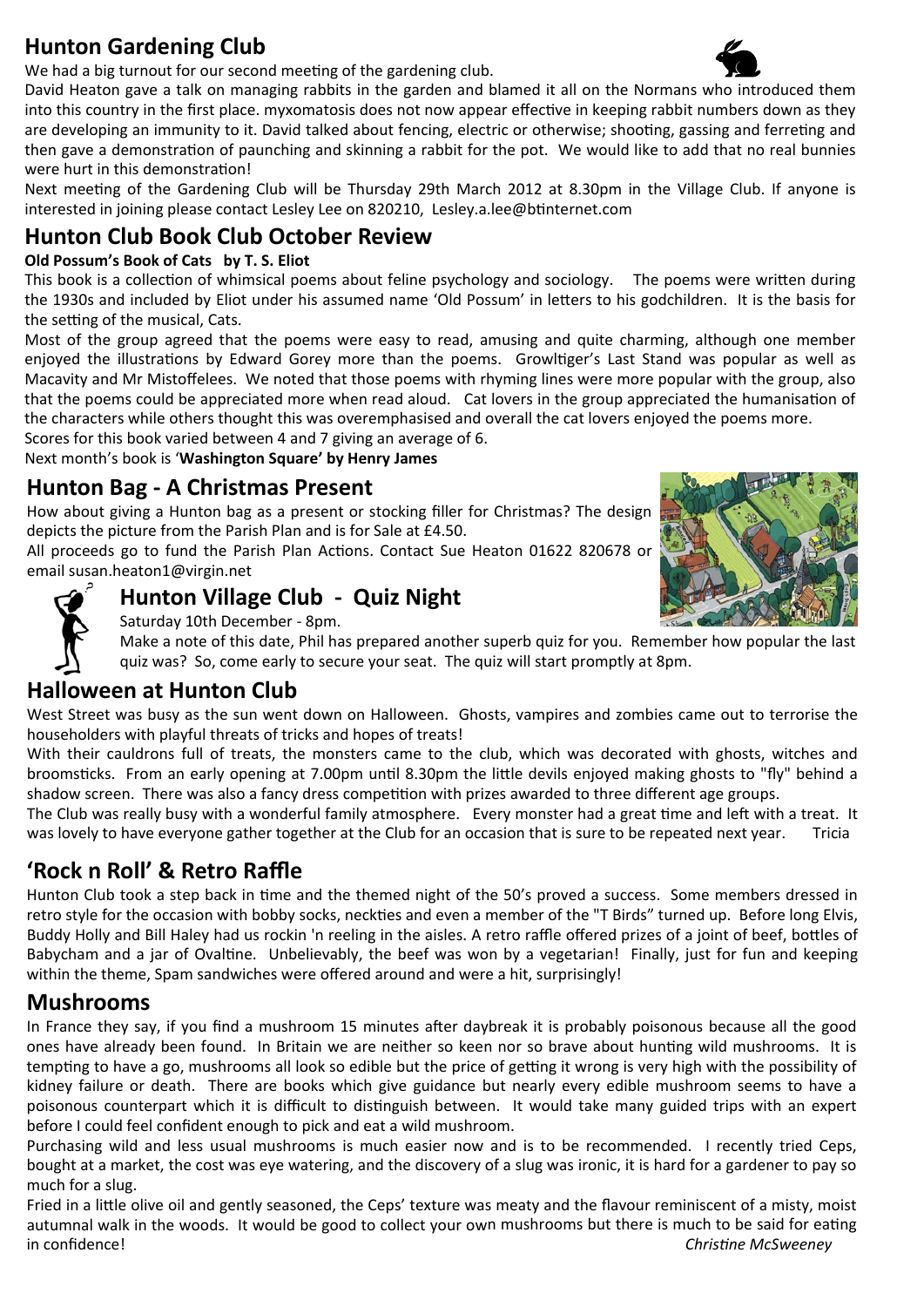## Hunton Gardening Club

We had a big turnout for our second meeting of the gardening club.

David Heaton gave a talk on managing rabbits in the garden and blamed it all on the Normans who introduced them into this country in the first place. myxomatosis does not now appear effective in keeping rabbit numbers down as they are developing an immunity to it. David talked about fencing, electric or otherwise; shooting, gassing and ferreting and then gave a demonstration of paunching and skinning a rabbit for the pot. We would like to add that no real bunnies were hurt in this demonstration!

Next meeting of the Gardening Club will be Thursday 29th March 2012 at 8.30pm in the Village Club. If anyone is interested in joining please contact Lesley Lee on 820210, Lesley.a.lee@btinternet.com

## Hunton Club Book Club October Review

**Old Possum's Book of Cats by T. S. Eliot**

This book is a collection of whimsical poems about feline psychology and sociology. The poems were written during the 1930s and included by Eliot under his assumed name 'Old Possum' in letters to his godchildren. It is the basis for the setting of the musical, Cats.

Most of the group agreed that the poems were easy to read, amusing and quite charming, although one member enjoyed the illustrations by Edward Gorey more than the poems. Growltiger's Last Stand was popular as well as Macavity and Mr Mistoffelees. We noted that those poems with rhyming lines were more popular with the group, also that the poems could be appreciated more when read aloud. Cat lovers in the group appreciated the humanisation of the characters while others thought this was overemphasised and overall the cat lovers enjoyed the poems more.

Scores for this book varied between 4 and 7 giving an average of 6.

Next month's book is '**Washington Square' by Henry James**

## Hunton Bag - A Christmas Present

How about giving a Hunton bag as a present or stocking filler for Christmas? The design depicts the picture from the Parish Plan and is for Sale at £4.50.

All proceeds go to fund the Parish Plan Actions. Contact Sue Heaton 01622 820678 or email susan.heaton1@virgin.net

## Hunton Village Club - Quiz Night

Saturday 10th December - 8pm.

Make a note of this date, Phil has prepared another superb quiz for you. Remember how popular the last quiz was? So, come early to secure your seat. The quiz will start promptly at 8pm.

## Halloween at Hunton Club

West Street was busy as the sun went down on Halloween. Ghosts, vampires and zombies came out to terrorise the householders with playful threats of tricks and hopes of treats!

With their cauldrons full of treats, the monsters came to the club, which was decorated with ghosts, witches and broomsticks. From an early opening at 7.00pm until 8.30pm the little devils enjoyed making ghosts to "fly" behind a shadow screen. There was also a fancy dress competition with prizes awarded to three different age groups.

The Club was really busy with a wonderful family atmosphere. Every monster had a great time and left with a treat. It was lovely to have everyone gather together at the Club for an occasion that is sure to be repeated next year. Tricia

## 'Rock n Roll' & Retro Raffle

Hunton Club took a step back in time and the themed night of the 50's proved a success. Some members dressed in retro style for the occasion with bobby socks, neckties and even a member of the "T Birds" turned up. Before long Elvis, Buddy Holly and Bill Haley had us rockin 'n reeling in the aisles. A retro raffle offered prizes of a joint of beef, bottles of Babycham and a jar of Ovaltine. Unbelievably, the beef was won by a vegetarian! Finally, just for fun and keeping within the theme, Spam sandwiches were offered around and were a hit, surprisingly!

## Mushrooms

In France they say, if you find a mushroom 15 minutes after daybreak it is probably poisonous because all the good ones have already been found. In Britain we are neither so keen nor so brave about hunting wild mushrooms. It is tempting to have a go, mushrooms all look so edible but the price of getting it wrong is very high with the possibility of kidney failure or death. There are books which give guidance but nearly every edible mushroom seems to have a poisonous counterpart which it is difficult to distinguish between. It would take many guided trips with an expert before I could feel confident enough to pick and eat a wild mushroom.

Purchasing wild and less usual mushrooms is much easier now and is to be recommended. I recently tried Ceps, bought at a market, the cost was eye watering, and the discovery of a slug was ironic, it is hard for a gardener to pay so much for a slug.

Fried in a little olive oil and gently seasoned, the Ceps' texture was meaty and the flavour reminiscent of a misty, moist autumnal walk in the woods. It would be good to collect your own mushrooms but there is much to be said for eating in confidence! *Christine McSweeney*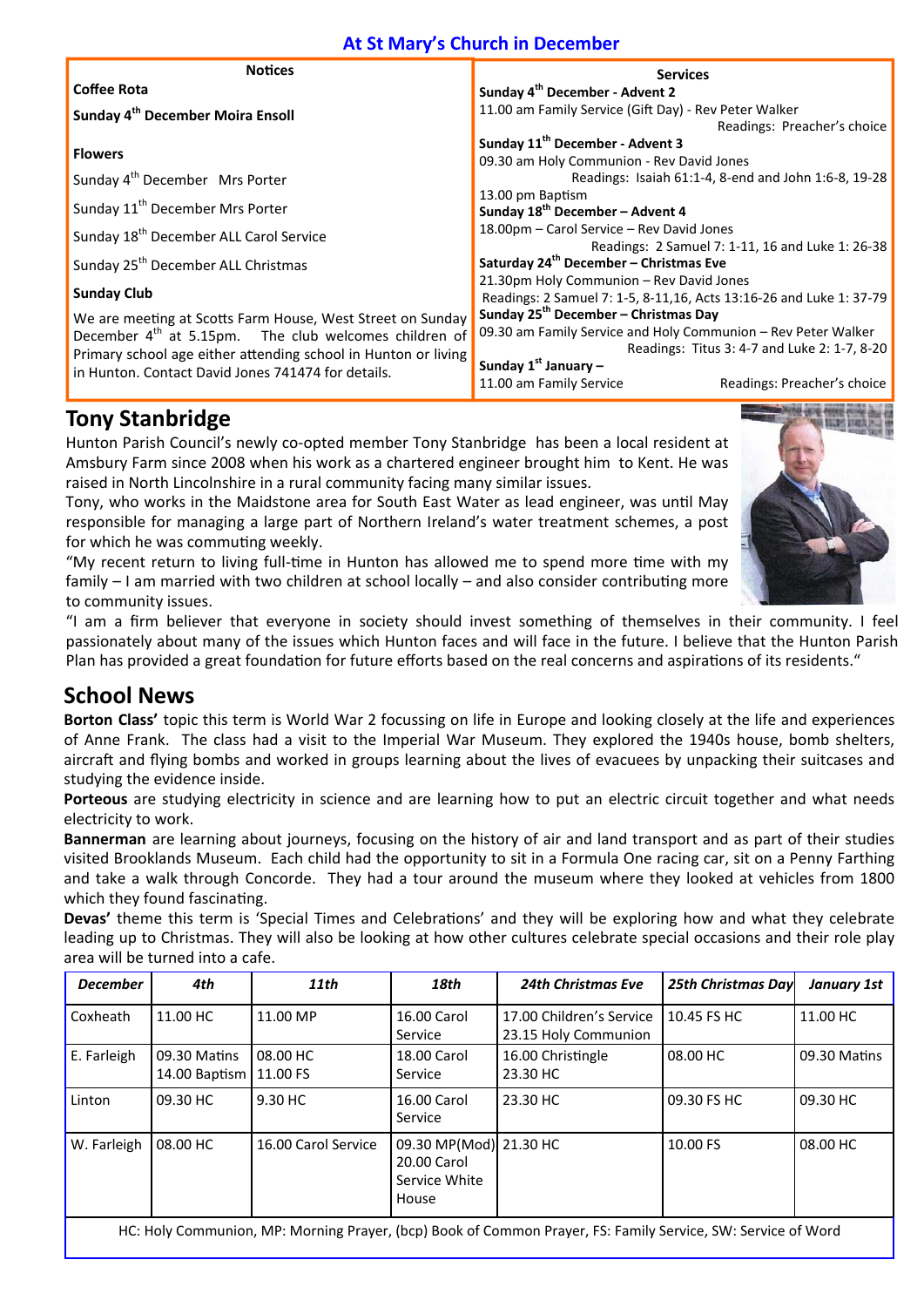## At St Mary's Church in December

| Notices | Services |
|---|---|
| **Coffee Rota** | **Sunday 4th December - Advent 2** |
| **Sunday 4th December Moira Ensoll** | 11.00 am Family Service (Gift Day) - Rev Peter Walker<br>Readings: Preacher's choice |
| **Flowers** | **Sunday 11th December - Advent 3**<br>09.30 am Holy Communion - Rev David Jones<br>Readings: Isaiah 61:1-4, 8-end and John 1:6-8, 19-28<br>13.00 pm Baptism |
| Sunday 4th December Mrs Porter | **Sunday 18th December – Advent 4**<br>18.00pm – Carol Service – Rev David Jones<br>Readings: 2 Samuel 7: 1-11, 16 and Luke 1: 26-38 |
| Sunday 11th December Mrs Porter | **Saturday 24th December – Christmas Eve**<br>21.30pm Holy Communion – Rev David Jones<br>Readings: 2 Samuel 7: 1-5, 8-11,16, Acts 13:16-26 and Luke 1: 37-79 |
| Sunday 18th December ALL Carol Service | **Sunday 25th December – Christmas Day**<br>09.30 am Family Service and Holy Communion – Rev Peter Walker<br>Readings: Titus 3: 4-7 and Luke 2: 1-7, 8-20 |
| Sunday 25th December ALL Christmas | **Sunday 1st January –**<br>11.00 am Family Service Readings: Preacher's choice |
| **Sunday Club**<br>We are meeting at Scotts Farm House, West Street on Sunday December 4th at 5.15pm. The club welcomes children of Primary school age either attending school in Hunton or living in Hunton. Contact David Jones 741474 for details. | |

## Tony Stanbridge

Hunton Parish Council's newly co-opted member Tony Stanbridge has been a local resident at Amsbury Farm since 2008 when his work as a chartered engineer brought him to Kent. He was raised in North Lincolnshire in a rural community facing many similar issues.

Tony, who works in the Maidstone area for South East Water as lead engineer, was until May responsible for managing a large part of Northern Ireland's water treatment schemes, a post for which he was commuting weekly.

"My recent return to living full-time in Hunton has allowed me to spend more time with my family – I am married with two children at school locally – and also consider contributing more to community issues.

"I am a firm believer that everyone in society should invest something of themselves in their community. I feel passionately about many of the issues which Hunton faces and will face in the future. I believe that the Hunton Parish Plan has provided a great foundation for future efforts based on the real concerns and aspirations of its residents."

## School News

**Borton Class'** topic this term is World War 2 focussing on life in Europe and looking closely at the life and experiences of Anne Frank. The class had a visit to the Imperial War Museum. They explored the 1940s house, bomb shelters, aircraft and flying bombs and worked in groups learning about the lives of evacuees by unpacking their suitcases and studying the evidence inside.

**Porteous** are studying electricity in science and are learning how to put an electric circuit together and what needs electricity to work.

**Bannerman** are learning about journeys, focusing on the history of air and land transport and as part of their studies visited Brooklands Museum. Each child had the opportunity to sit in a Formula One racing car, sit on a Penny Farthing and take a walk through Concorde. They had a tour around the museum where they looked at vehicles from 1800 which they found fascinating.

**Devas'** theme this term is 'Special Times and Celebrations' and they will be exploring how and what they celebrate leading up to Christmas. They will also be looking at how other cultures celebrate special occasions and their role play area will be turned into a cafe.

| *December* | *4th* | *11th* | *18th* | *24th Christmas Eve* | *25th Christmas Day* | *January 1st* |
|---|---|---|---|---|---|---|
| Coxheath | 11.00 HC | 11.00 MP | 16.00 Carol Service | 17.00 Children's Service<br>23.15 Holy Communion | 10.45 FS HC | 11.00 HC |
| E. Farleigh | 09.30 Matins<br>14.00 Baptism | 08.00 HC<br>11.00 FS | 18.00 Carol Service | 16.00 Christingle<br>23.30 HC | 08.00 HC | 09.30 Matins |
| Linton | 09.30 HC | 9.30 HC | 16.00 Carol Service | 23.30 HC | 09.30 FS HC | 09.30 HC |
| W. Farleigh | 08.00 HC | 16.00 Carol Service | 09.30 MP(Mod)<br>20.00 Carol Service White House | 21.30 HC | 10.00 FS | 08.00 HC |

HC: Holy Communion, MP: Morning Prayer, (bcp) Book of Common Prayer, FS: Family Service, SW: Service of Word